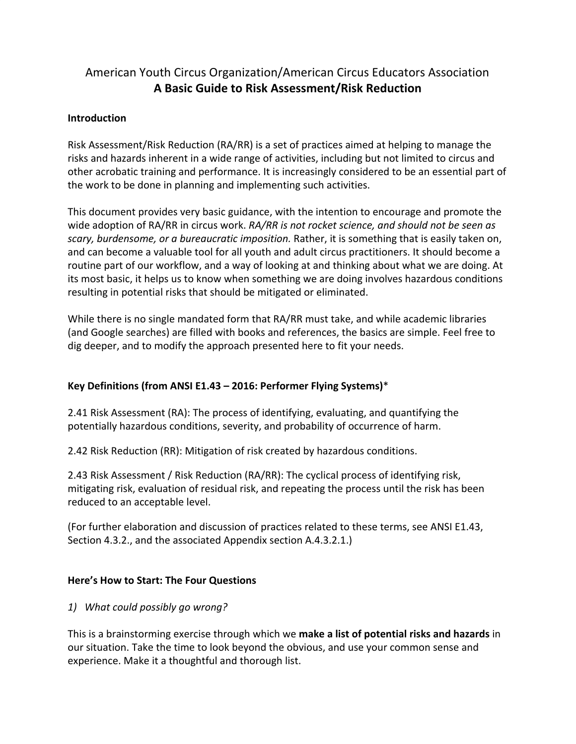# American Youth Circus Organization/American Circus Educators Association
## A Basic Guide to Risk Assessment/Risk Reduction

### Introduction

Risk Assessment/Risk Reduction (RA/RR) is a set of practices aimed at helping to manage the risks and hazards inherent in a wide range of activities, including but not limited to circus and other acrobatic training and performance. It is increasingly considered to be an essential part of the work to be done in planning and implementing such activities.

This document provides very basic guidance, with the intention to encourage and promote the wide adoption of RA/RR in circus work. *RA/RR is not rocket science, and should not be seen as scary, burdensome, or a bureaucratic imposition.* Rather, it is something that is easily taken on, and can become a valuable tool for all youth and adult circus practitioners. It should become a routine part of our workflow, and a way of looking at and thinking about what we are doing. At its most basic, it helps us to know when something we are doing involves hazardous conditions resulting in potential risks that should be mitigated or eliminated.

While there is no single mandated form that RA/RR must take, and while academic libraries (and Google searches) are filled with books and references, the basics are simple. Feel free to dig deeper, and to modify the approach presented here to fit your needs.

### Key Definitions (from ANSI E1.43 – 2016: Performer Flying Systems)*

2.41 Risk Assessment (RA): The process of identifying, evaluating, and quantifying the potentially hazardous conditions, severity, and probability of occurrence of harm.

2.42 Risk Reduction (RR): Mitigation of risk created by hazardous conditions.

2.43 Risk Assessment / Risk Reduction (RA/RR): The cyclical process of identifying risk, mitigating risk, evaluation of residual risk, and repeating the process until the risk has been reduced to an acceptable level.

(For further elaboration and discussion of practices related to these terms, see ANSI E1.43, Section 4.3.2., and the associated Appendix section A.4.3.2.1.)

### Here's How to Start: The Four Questions

1) *What could possibly go wrong?*

This is a brainstorming exercise through which we **make a list of potential risks and hazards** in our situation. Take the time to look beyond the obvious, and use your common sense and experience. Make it a thoughtful and thorough list.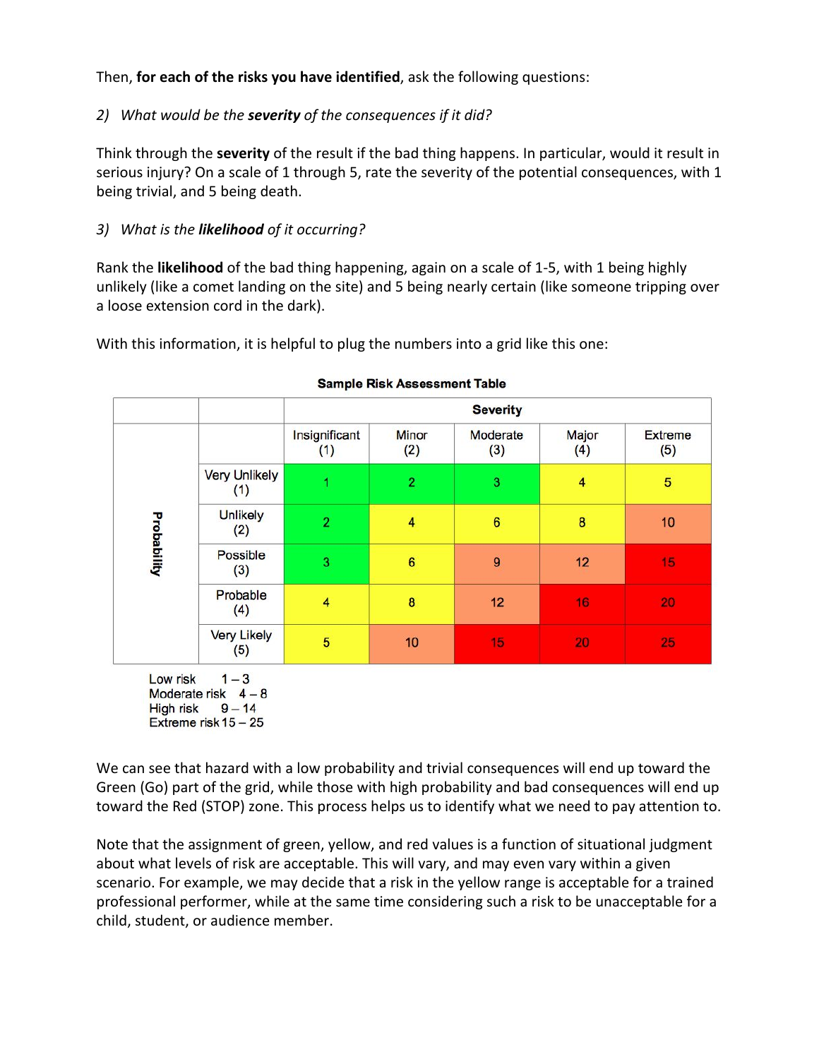Then, **for each of the risks you have identified**, ask the following questions:

2) *What would be the **severity** of the consequences if it did?*

Think through the **severity** of the result if the bad thing happens. In particular, would it result in serious injury? On a scale of 1 through 5, rate the severity of the potential consequences, with 1 being trivial, and 5 being death.

3) *What is the **likelihood** of it occurring?*

Rank the **likelihood** of the bad thing happening, again on a scale of 1-5, with 1 being highly unlikely (like a comet landing on the site) and 5 being nearly certain (like someone tripping over a loose extension cord in the dark).

With this information, it is helpful to plug the numbers into a grid like this one:

**Sample Risk Assessment Table**

| | | Severity | | | | |
|---|---|---|---|---|---|---|
| | | Insignificant (1) | Minor (2) | Moderate (3) | Major (4) | Extreme (5) |
| Probability | Very Unlikely (1) | 1 | 2 | 3 | 4 | 5 |
| | Unlikely (2) | 2 | 4 | 6 | 8 | 10 |
| | Possible (3) | 3 | 6 | 9 | 12 | 15 |
| | Probable (4) | 4 | 8 | 12 | 16 | 20 |
| | Very Likely (5) | 5 | 10 | 15 | 20 | 25 |

Low risk 1 – 3
Moderate risk 4 – 8
High risk 9 – 14
Extreme risk 15 – 25

We can see that hazard with a low probability and trivial consequences will end up toward the Green (Go) part of the grid, while those with high probability and bad consequences will end up toward the Red (STOP) zone. This process helps us to identify what we need to pay attention to.

Note that the assignment of green, yellow, and red values is a function of situational judgment about what levels of risk are acceptable. This will vary, and may even vary within a given scenario. For example, we may decide that a risk in the yellow range is acceptable for a trained professional performer, while at the same time considering such a risk to be unacceptable for a child, student, or audience member.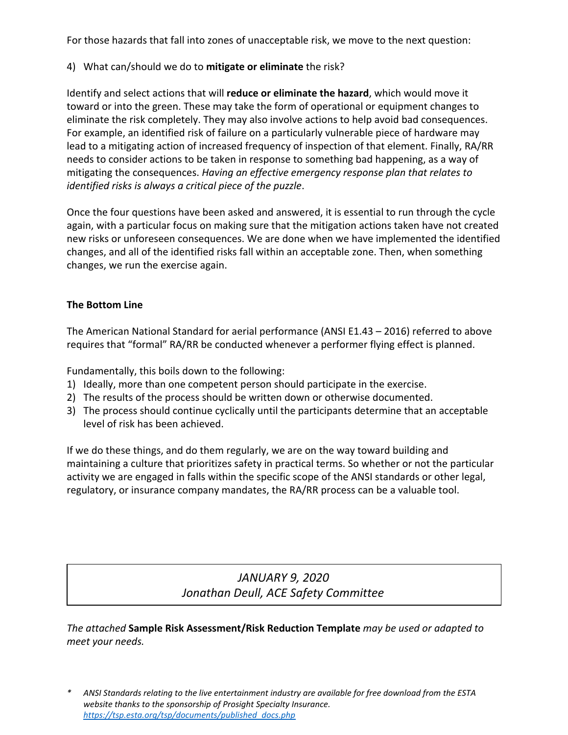For those hazards that fall into zones of unacceptable risk, we move to the next question:

4) What can/should we do to **mitigate or eliminate** the risk?

Identify and select actions that will **reduce or eliminate the hazard**, which would move it toward or into the green. These may take the form of operational or equipment changes to eliminate the risk completely. They may also involve actions to help avoid bad consequences. For example, an identified risk of failure on a particularly vulnerable piece of hardware may lead to a mitigating action of increased frequency of inspection of that element. Finally, RA/RR needs to consider actions to be taken in response to something bad happening, as a way of mitigating the consequences. *Having an effective emergency response plan that relates to identified risks is always a critical piece of the puzzle*.

Once the four questions have been asked and answered, it is essential to run through the cycle again, with a particular focus on making sure that the mitigation actions taken have not created new risks or unforeseen consequences. We are done when we have implemented the identified changes, and all of the identified risks fall within an acceptable zone. Then, when something changes, we run the exercise again.

**The Bottom Line**

The American National Standard for aerial performance (ANSI E1.43 – 2016) referred to above requires that "formal" RA/RR be conducted whenever a performer flying effect is planned.

Fundamentally, this boils down to the following:

1) Ideally, more than one competent person should participate in the exercise.
2) The results of the process should be written down or otherwise documented.
3) The process should continue cyclically until the participants determine that an acceptable level of risk has been achieved.

If we do these things, and do them regularly, we are on the way toward building and maintaining a culture that prioritizes safety in practical terms. So whether or not the particular activity we are engaged in falls within the specific scope of the ANSI standards or other legal, regulatory, or insurance company mandates, the RA/RR process can be a valuable tool.

*JANUARY 9, 2020*
*Jonathan Deull, ACE Safety Committee*

*The attached* **Sample Risk Assessment/Risk Reduction Template** *may be used or adapted to meet your needs.*

* *ANSI Standards relating to the live entertainment industry are available for free download from the ESTA website thanks to the sponsorship of Prosight Specialty Insurance.* https://tsp.esta.org/tsp/documents/published_docs.php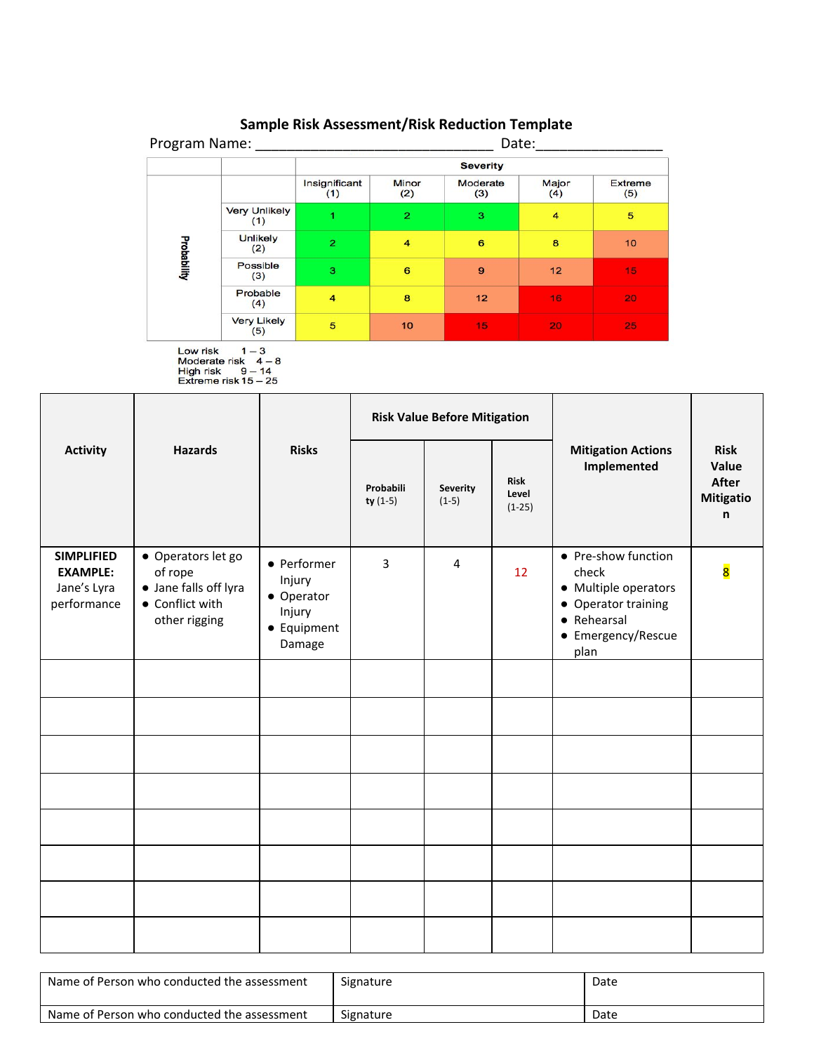# Sample Risk Assessment/Risk Reduction Template

Program Name: ______________________________ Date:________________

| | | Severity | | | | |
|---|---|---|---|---|---|---|
| | | Insignificant (1) | Minor (2) | Moderate (3) | Major (4) | Extreme (5) |
| Probability | Very Unlikely (1) | 1 | 2 | 3 | 4 | 5 |
| | Unlikely (2) | 2 | 4 | 6 | 8 | 10 |
| | Possible (3) | 3 | 6 | 9 | 12 | 15 |
| | Probable (4) | 4 | 8 | 12 | 16 | 20 |
| | Very Likely (5) | 5 | 10 | 15 | 20 | 25 |

Low risk 1 – 3
Moderate risk 4 – 8
High risk 9 – 14
Extreme risk 15 – 25

| Activity | Hazards | Risks | Risk Value Before Mitigation | | | Mitigation Actions Implemented | Risk Value After Mitigation |
|---|---|---|---|---|---|---|---|
| | | | **Probability** (1-5) | **Severity** (1-5) | **Risk Level** (1-25) | | |
| **SIMPLIFIED EXAMPLE:** Jane's Lyra performance | • Operators let go of rope<br>• Jane falls off lyra<br>• Conflict with other rigging | • Performer Injury<br>• Operator Injury<br>• Equipment Damage | 3 | 4 | 12 | • Pre-show function check<br>• Multiple operators<br>• Operator training<br>• Rehearsal<br>• Emergency/Rescue plan | 8 |
| | | | | | | | |
| | | | | | | | |
| | | | | | | | |
| | | | | | | | |
| | | | | | | | |
| | | | | | | | |
| | | | | | | | |
| | | | | | | | |

| Name of Person who conducted the assessment | Signature | Date |
|---|---|---|
| Name of Person who conducted the assessment | Signature | Date |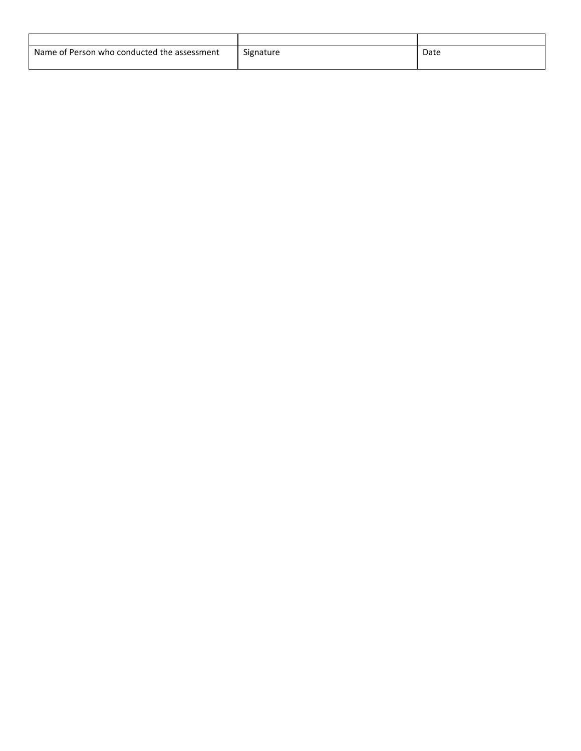| | | |
|---|---|---|
| | | |
| Name of Person who conducted the assessment | Signature | Date |